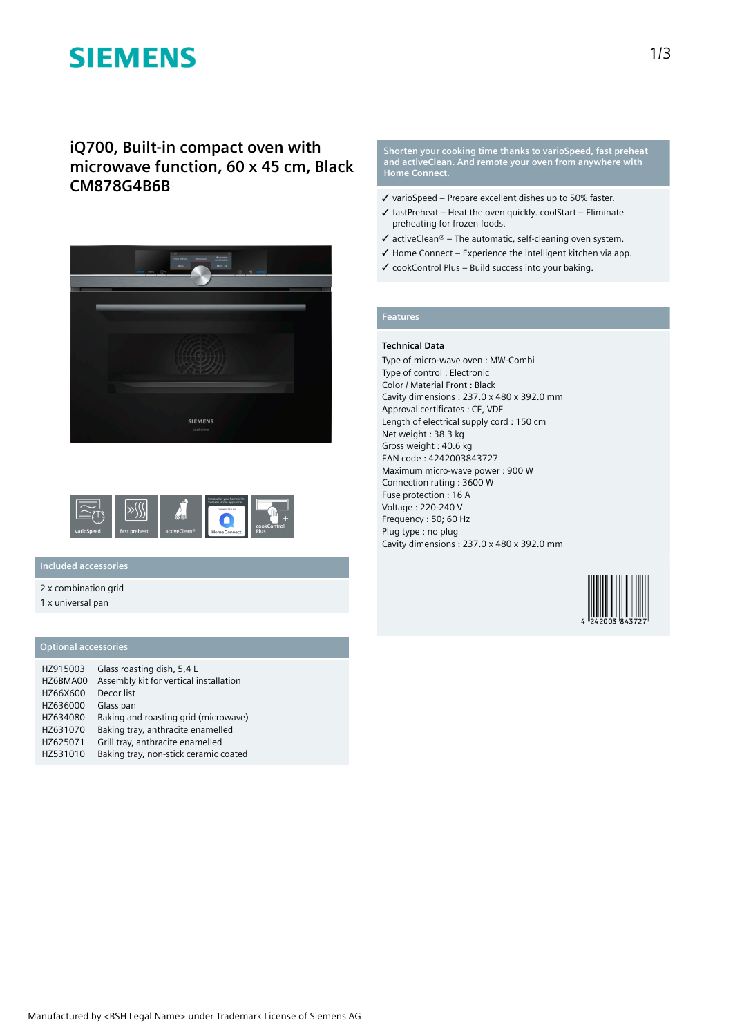# SIEMENS

## iQ700, Built-in compact oven with microwave function, 60 x 45 cm, Black CM878G4B6B

varioSpeed | fast preheat | activeClean® | Home Connect | cookControl Plus

### Included accessories

2 x combination grid
1 x universal pan

### Optional accessories

| | |
|---|---|
| HZ915003 | Glass roasting dish, 5,4 L |
| HZ6BMA00 | Assembly kit for vertical installation |
| HZ66X600 | Decor list |
| HZ636000 | Glass pan |
| HZ634080 | Baking and roasting grid (microwave) |
| HZ631070 | Baking tray, anthracite enamelled |
| HZ625071 | Grill tray, anthracite enamelled |
| HZ531010 | Baking tray, non-stick ceramic coated |

**Shorten your cooking time thanks to varioSpeed, fast preheat and activeClean. And remote your oven from anywhere with Home Connect.**

- ✓ varioSpeed – Prepare excellent dishes up to 50% faster.
- ✓ fastPreheat – Heat the oven quickly. coolStart – Eliminate preheating for frozen foods.
- ✓ activeClean® – The automatic, self-cleaning oven system.
- ✓ Home Connect – Experience the intelligent kitchen via app.
- ✓ cookControl Plus – Build success into your baking.

### Features

**Technical Data**

Type of micro-wave oven : MW-Combi
Type of control : Electronic
Color / Material Front : Black
Cavity dimensions : 237.0 x 480 x 392.0 mm
Approval certificates : CE, VDE
Length of electrical supply cord : 150 cm
Net weight : 38.3 kg
Gross weight : 40.6 kg
EAN code : 4242003843727
Maximum micro-wave power : 900 W
Connection rating : 3600 W
Fuse protection : 16 A
Voltage : 220-240 V
Frequency : 50; 60 Hz
Plug type : no plug
Cavity dimensions : 237.0 x 480 x 392.0 mm

4 242003 843727

Manufactured by <BSH Legal Name> under Trademark License of Siemens AG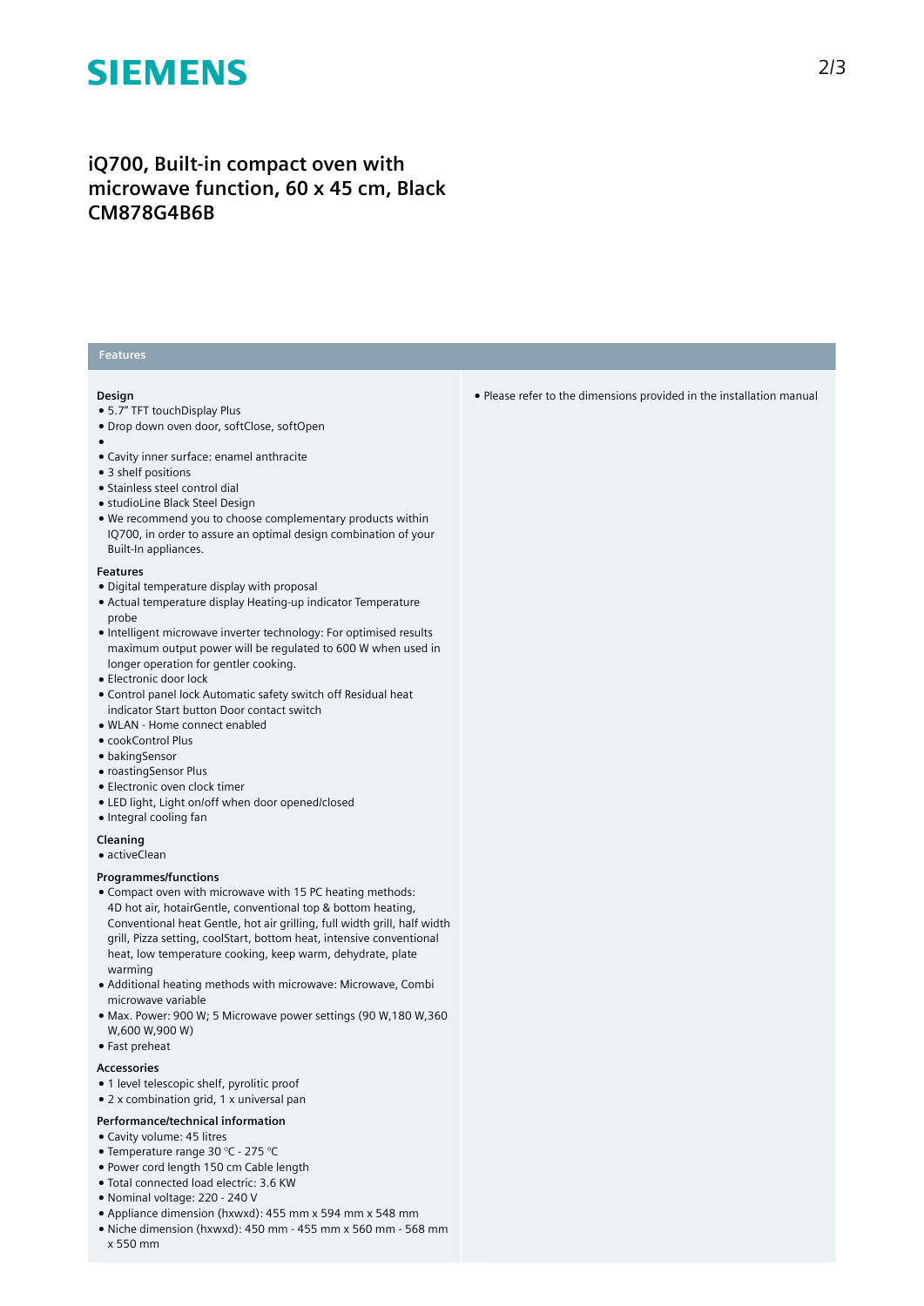# iQ700, Built-in compact oven with microwave function, 60 x 45 cm, Black CM878G4B6B

## Features

**Design**

- 5.7" TFT touchDisplay Plus
- Drop down oven door, softClose, softOpen
- 
- Cavity inner surface: enamel anthracite
- 3 shelf positions
- Stainless steel control dial
- studioLine Black Steel Design
- We recommend you to choose complementary products within IQ700, in order to assure an optimal design combination of your Built-In appliances.

**Features**

- Digital temperature display with proposal
- Actual temperature display Heating-up indicator Temperature probe
- Intelligent microwave inverter technology: For optimised results maximum output power will be regulated to 600 W when used in longer operation for gentler cooking.
- Electronic door lock
- Control panel lock Automatic safety switch off Residual heat indicator Start button Door contact switch
- WLAN - Home connect enabled
- cookControl Plus
- bakingSensor
- roastingSensor Plus
- Electronic oven clock timer
- LED light, Light on/off when door opened/closed
- Integral cooling fan

**Cleaning**

- activeClean

**Programmes/functions**

- Compact oven with microwave with 15 PC heating methods: 4D hot air, hotairGentle, conventional top & bottom heating, Conventional heat Gentle, hot air grilling, full width grill, half width grill, Pizza setting, coolStart, bottom heat, intensive conventional heat, low temperature cooking, keep warm, dehydrate, plate warming
- Additional heating methods with microwave: Microwave, Combi microwave variable
- Max. Power: 900 W; 5 Microwave power settings (90 W,180 W,360 W,600 W,900 W)
- Fast preheat

**Accessories**

- 1 level telescopic shelf, pyrolitic proof
- 2 x combination grid, 1 x universal pan

**Performance/technical information**

- Cavity volume: 45 litres
- Temperature range 30 °C - 275 °C
- Power cord length 150 cm Cable length
- Total connected load electric: 3.6 KW
- Nominal voltage: 220 - 240 V
- Appliance dimension (hxwxd): 455 mm x 594 mm x 548 mm
- Niche dimension (hxwxd): 450 mm - 455 mm x 560 mm - 568 mm x 550 mm
- Please refer to the dimensions provided in the installation manual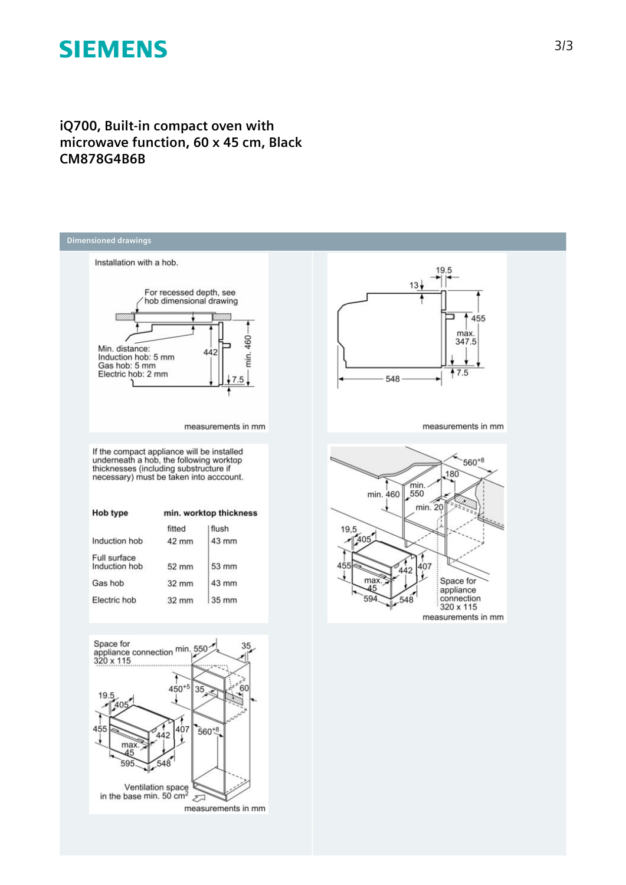# iQ700, Built-in compact oven with microwave function, 60 x 45 cm, Black
# CM878G4B6B

## Dimensioned drawings

Installation with a hob.

For recessed depth, see hob dimensional drawing

Min. distance:
Induction hob: 5 mm
Gas hob: 5 mm
Electric hob: 2 mm

442

min. 460

7.5

measurements in mm

13
19.5
455
max. 347.5
7.5
548

measurements in mm

If the compact appliance will be installed underneath a hob, the following worktop thicknesses (including substructure if necessary) must be taken into acccount.

| Hob type | min. worktop thickness fitted | flush |
|---|---|---|
| Induction hob | 42 mm | 43 mm |
| Full surface Induction hob | 52 mm | 53 mm |
| Gas hob | 32 mm | 43 mm |
| Electric hob | 32 mm | 35 mm |

560$^{+8}$
180
min. 460
min. 550
min. 20
19,5
405
455
442
407
max. 45
594
548
Space for appliance connection 320 x 115
measurements in mm

Space for appliance connection 320 x 115
min. 550
35
450$^{+5}$
35
60
19.5
405
455
442
407
560$^{+8}$
max. 45
595
548
Ventilation space in the base min. 50 cm$^2$
measurements in mm